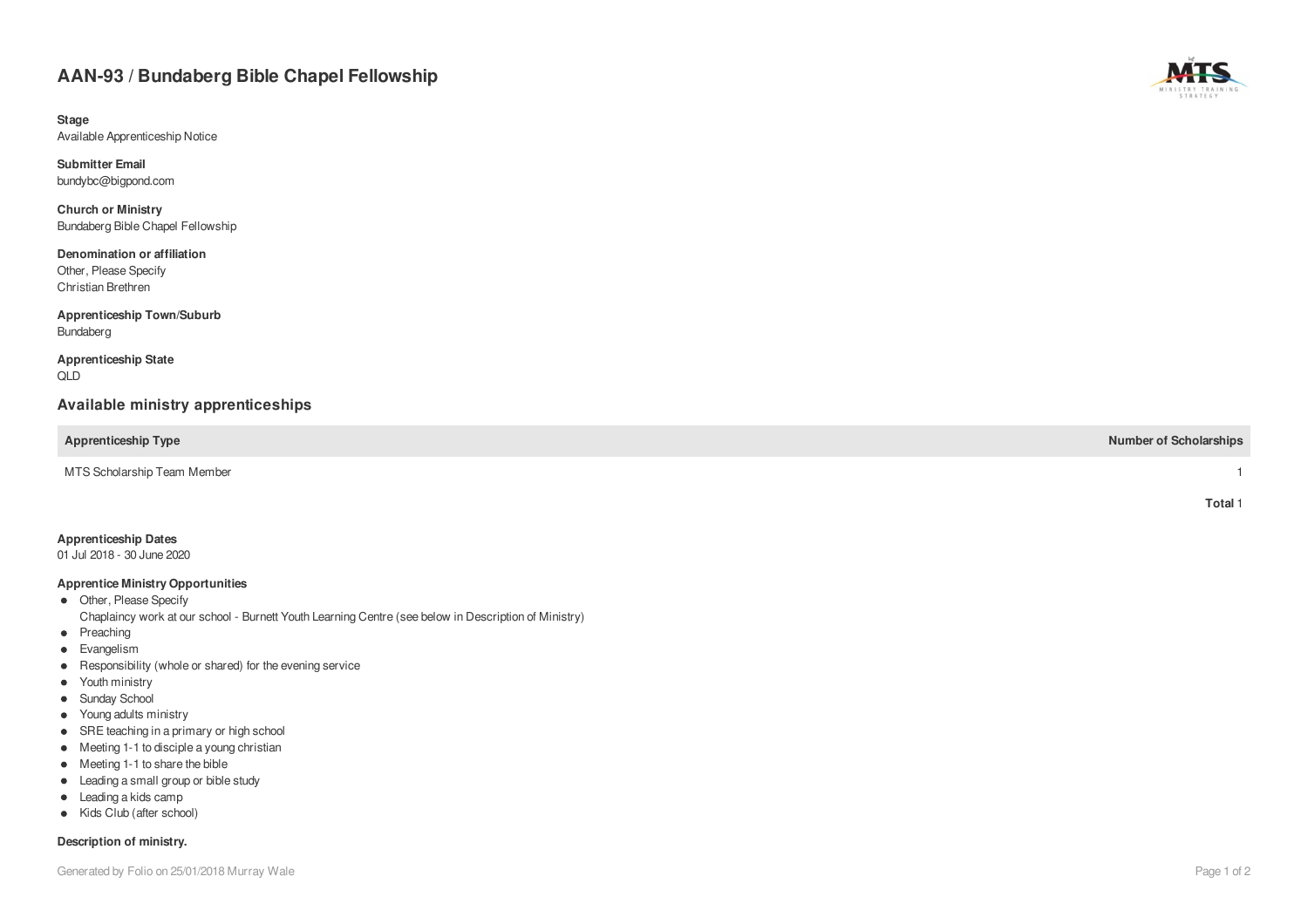# AAN-93 / Bundaberg Bible Chapel Fellowship

**Stage**
Available Apprenticeship Notice

**Submitter Email**
bundybc@bigpond.com

**Church or Ministry**
Bundaberg Bible Chapel Fellowship

**Denomination or affiliation**
Other, Please Specify
Christian Brethren

**Apprenticeship Town/Suburb**
Bundaberg

**Apprenticeship State**
QLD

## Available ministry apprenticeships

| Apprenticeship Type | Number of Scholarships |
|---|---|
| MTS Scholarship Team Member | 1 |
| | **Total** 1 |

**Apprenticeship Dates**
01 Jul 2018 - 30 June 2020

**Apprentice Ministry Opportunities**

- Other, Please Specify
  Chaplaincy work at our school - Burnett Youth Learning Centre (see below in Description of Ministry)
- Preaching
- Evangelism
- Responsibility (whole or shared) for the evening service
- Youth ministry
- Sunday School
- Young adults ministry
- SRE teaching in a primary or high school
- Meeting 1-1 to disciple a young christian
- Meeting 1-1 to share the bible
- Leading a small group or bible study
- Leading a kids camp
- Kids Club (after school)

**Description of ministry.**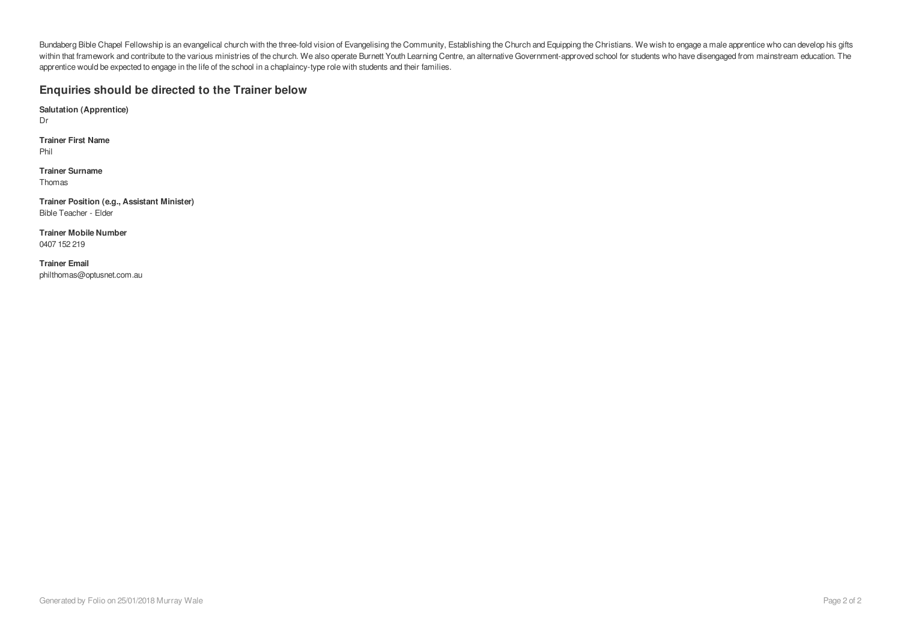Bundaberg Bible Chapel Fellowship is an evangelical church with the three-fold vision of Evangelising the Community, Establishing the Church and Equipping the Christians. We wish to engage a male apprentice who can develop his gifts within that framework and contribute to the various ministries of the church. We also operate Burnett Youth Learning Centre, an alternative Government-approved school for students who have disengaged from mainstream education. The apprentice would be expected to engage in the life of the school in a chaplaincy-type role with students and their families.

## Enquiries should be directed to the Trainer below

**Salutation (Apprentice)**
Dr

**Trainer First Name**
Phil

**Trainer Surname**
Thomas

**Trainer Position (e.g., Assistant Minister)**
Bible Teacher - Elder

**Trainer Mobile Number**
0407 152 219

**Trainer Email**
philthomas@optusnet.com.au